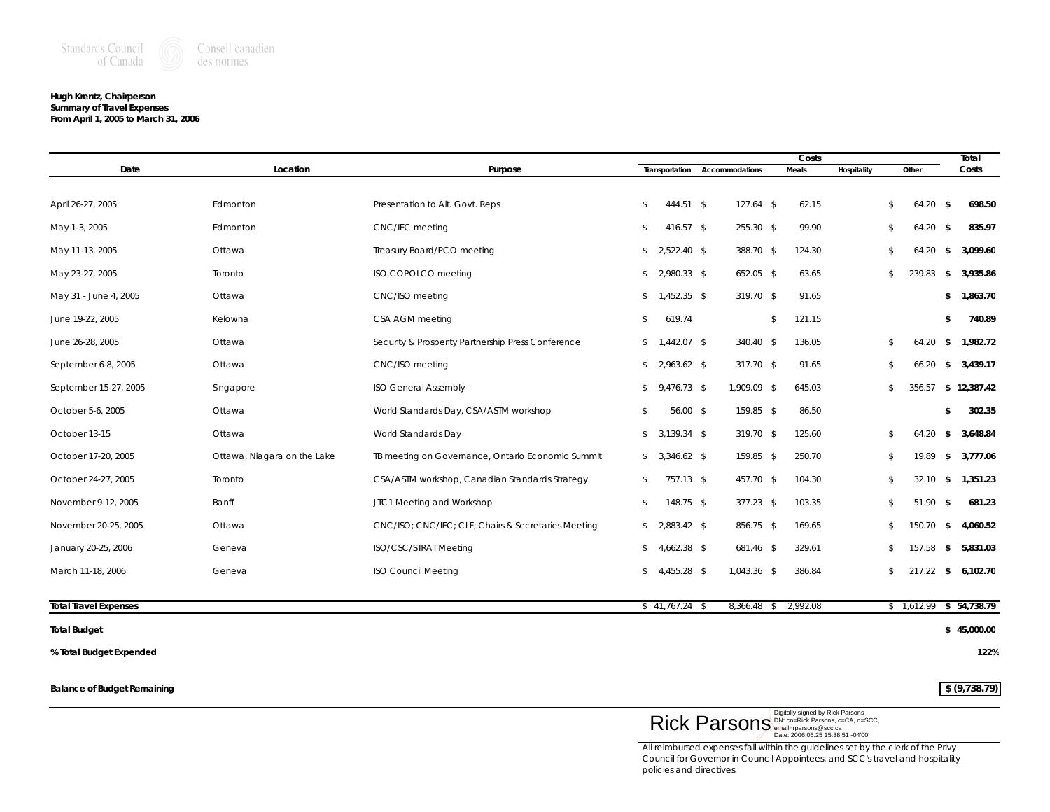Standards Council of Canada | Conseil canadien des normes

**Hugh Krentz, Chairperson**
**Summary of Travel Expenses**
**From April 1, 2005 to March 31, 2006**

| Date | Location | Purpose | Costs | | | | | Total |
|---|---|---|---|---|---|---|---|---|
| | | | Transportation | Accommodations | Meals | Hospitality | Other | Costs |
| April 26-27, 2005 | Edmonton | Presentation to Alt. Govt. Reps | $ 444.51 | $ 127.64 | $ 62.15 | | $ 64.20 | **$ 698.50** |
| May 1-3, 2005 | Edmonton | CNC/IEC meeting | $ 416.57 | $ 255.30 | $ 99.90 | | $ 64.20 | **$ 835.97** |
| May 11-13, 2005 | Ottawa | Treasury Board/PCO meeting | $ 2,522.40 | $ 388.70 | $ 124.30 | | $ 64.20 | **$ 3,099.60** |
| May 23-27, 2005 | Toronto | ISO COPOLCO meeting | $ 2,980.33 | $ 652.05 | $ 63.65 | | $ 239.83 | **$ 3,935.86** |
| May 31 - June 4, 2005 | Ottawa | CNC/ISO meeting | $ 1,452.35 | $ 319.70 | $ 91.65 | | | **$ 1,863.70** |
| June 19-22, 2005 | Kelowna | CSA AGM meeting | $ 619.74 | | $ 121.15 | | | **$ 740.89** |
| June 26-28, 2005 | Ottawa | Security & Prosperity Partnership Press Conference | $ 1,442.07 | $ 340.40 | $ 136.05 | | $ 64.20 | **$ 1,982.72** |
| September 6-8, 2005 | Ottawa | CNC/ISO meeting | $ 2,963.62 | $ 317.70 | $ 91.65 | | $ 66.20 | **$ 3,439.17** |
| September 15-27, 2005 | Singapore | ISO General Assembly | $ 9,476.73 | $ 1,909.09 | $ 645.03 | | $ 356.57 | **$ 12,387.42** |
| October 5-6, 2005 | Ottawa | World Standards Day, CSA/ASTM workshop | $ 56.00 | $ 159.85 | $ 86.50 | | | **$ 302.35** |
| October 13-15 | Ottawa | World Standards Day | $ 3,139.34 | $ 319.70 | $ 125.60 | | $ 64.20 | **$ 3,648.84** |
| October 17-20, 2005 | Ottawa, Niagara on the Lake | TB meeting on Governance, Ontario Economic Summit | $ 3,346.62 | $ 159.85 | $ 250.70 | | $ 19.89 | **$ 3,777.06** |
| October 24-27, 2005 | Toronto | CSA/ASTM workshop, Canadian Standards Strategy | $ 757.13 | $ 457.70 | $ 104.30 | | $ 32.10 | **$ 1,351.23** |
| November 9-12, 2005 | Banff | JTC1 Meeting and Workshop | $ 148.75 | $ 377.23 | $ 103.35 | | $ 51.90 | **$ 681.23** |
| November 20-25, 2005 | Ottawa | CNC/ISO; CNC/IEC; CLF; Chairs & Secretaries Meeting | $ 2,883.42 | $ 856.75 | $ 169.65 | | $ 150.70 | **$ 4,060.52** |
| January 20-25, 2006 | Geneva | ISO/CSC/STRAT Meeting | $ 4,662.38 | $ 681.46 | $ 329.61 | | $ 157.58 | **$ 5,831.03** |
| March 11-18, 2006 | Geneva | ISO Council Meeting | $ 4,455.28 | $ 1,043.36 | $ 386.84 | | $ 217.22 | **$ 6,102.70** |
| **Total Travel Expenses** | | | $ 41,767.24 | $ 8,366.48 | $ 2,992.08 | | $ 1,612.99 | **$ 54,738.79** |
| **Total Budget** | | | | | | | | **$ 45,000.00** |
| **% Total Budget Expended** | | | | | | | | **122%** |
| **Balance of Budget Remaining** | | | | | | | | **$ (9,738.79)** |

Rick Parsons
Digitally signed by Rick Parsons
DN: cn=Rick Parsons, c=CA, o=SCC, email=rparsons@scc.ca
Date: 2006.05.25 15:38:51 -04'00'

All reimbursed expenses fall within the guidelines set by the clerk of the Privy Council for Governor in Council Appointees, and SCC's travel and hospitality policies and directives.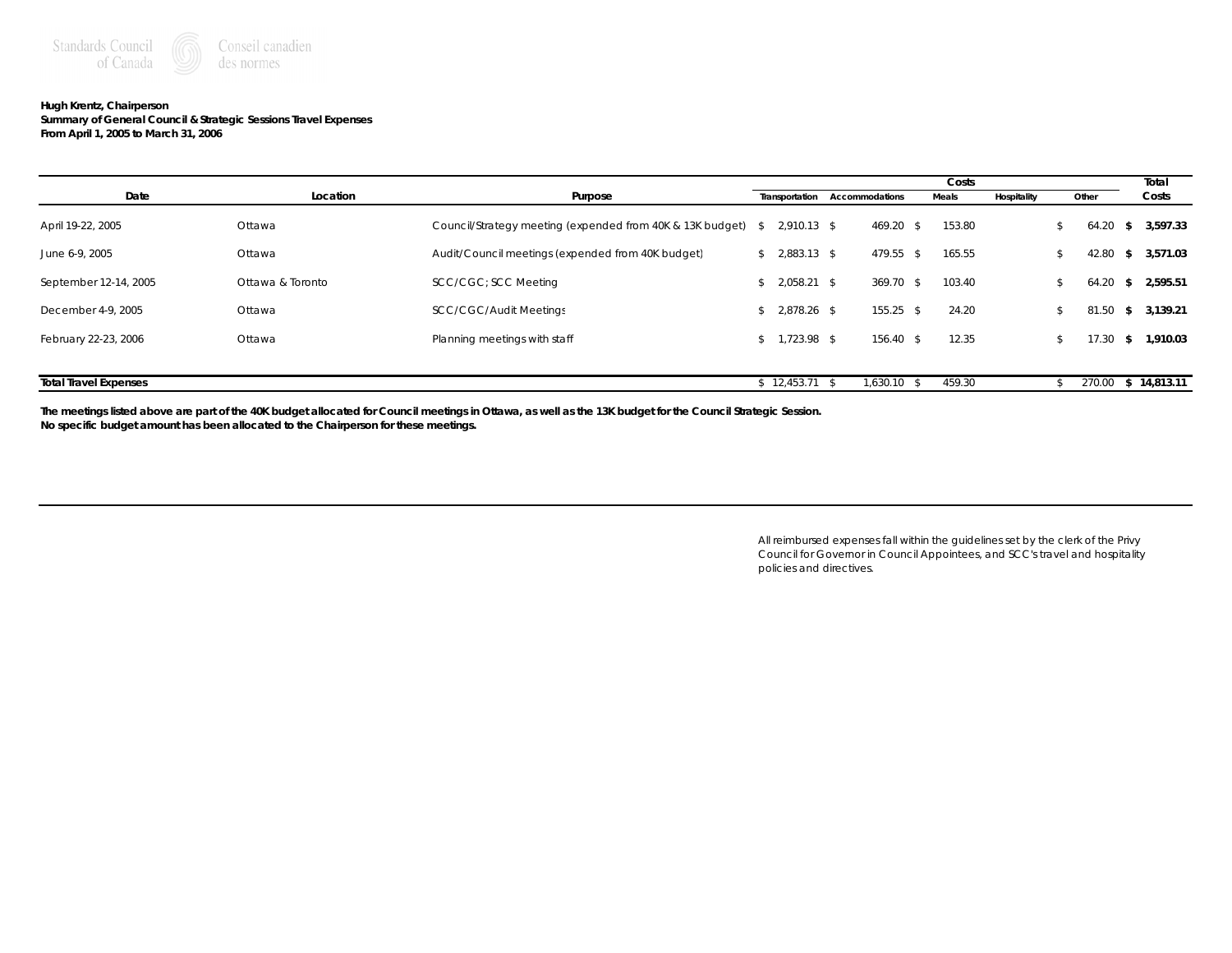Standards Council of Canada / Conseil canadien des normes

**Hugh Krentz, Chairperson**
**Summary of General Council & Strategic Sessions Travel Expenses**
**From April 1, 2005 to March 31, 2006**

| Date | Location | Purpose | Costs | | | | | Total |
|---|---|---|---|---|---|---|---|---|
| | | | Transportation | Accommodations | Meals | Hospitality | Other | Costs |
| April 19-22, 2005 | Ottawa | Council/Strategy meeting (expended from 40K & 13K budget) | $ 2,910.13 | $ 469.20 | $ 153.80 | | $ 64.20 | **$ 3,597.33** |
| June 6-9, 2005 | Ottawa | Audit/Council meetings (expended from 40K budget) | $ 2,883.13 | $ 479.55 | $ 165.55 | | $ 42.80 | **$ 3,571.03** |
| September 12-14, 2005 | Ottawa & Toronto | SCC/CGC; SCC Meeting | $ 2,058.21 | $ 369.70 | $ 103.40 | | $ 64.20 | **$ 2,595.51** |
| December 4-9, 2005 | Ottawa | SCC/CGC/Audit Meetings | $ 2,878.26 | $ 155.25 | $ 24.20 | | $ 81.50 | **$ 3,139.21** |
| February 22-23, 2006 | Ottawa | Planning meetings with staff | $ 1,723.98 | $ 156.40 | $ 12.35 | | $ 17.30 | **$ 1,910.03** |
| **Total Travel Expenses** | | | $ 12,453.71 | $ 1,630.10 | $ 459.30 | | $ 270.00 | **$ 14,813.11** |

**The meetings listed above are part of the 40K budget allocated for Council meetings in Ottawa, as well as the 13K budget for the Council Strategic Session.**
**No specific budget amount has been allocated to the Chairperson for these meetings.**

All reimbursed expenses fall within the guidelines set by the clerk of the Privy Council for Governor in Council Appointees, and SCC's travel and hospitality policies and directives.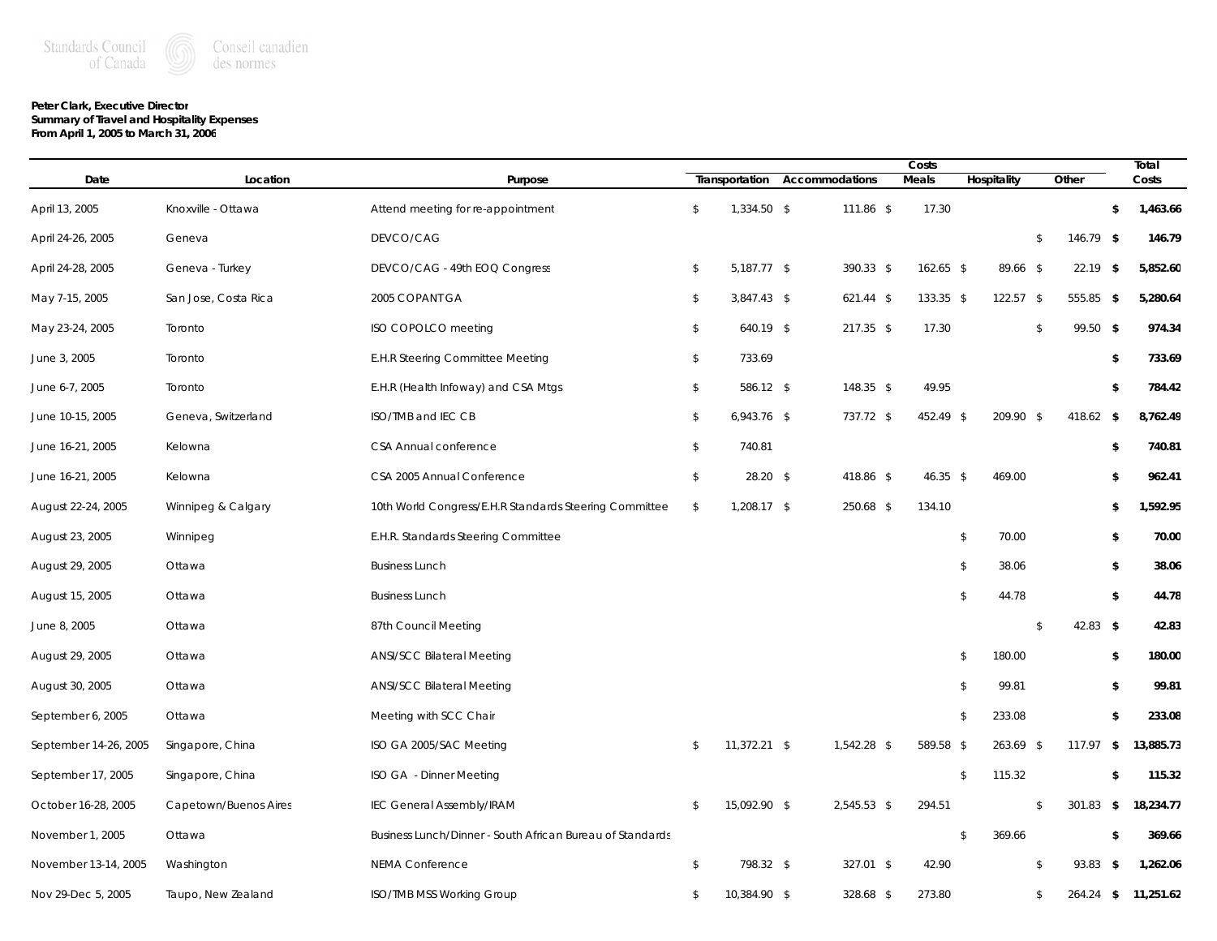Standards Council of Canada · Conseil canadien des normes

**Peter Clark, Executive Director**
**Summary of Travel and Hospitality Expenses**
**From April 1, 2005 to March 31, 2006**

| Date | Location | Purpose | Costs | | | | | Total |
|---|---|---|---|---|---|---|---|---|
| | | | Transportation | Accommodations | Meals | Hospitality | Other | Costs |
| April 13, 2005 | Knoxville - Ottawa | Attend meeting for re-appointment | $ 1,334.50 | $ 111.86 | $ 17.30 | | | **$ 1,463.66** |
| April 24-26, 2005 | Geneva | DEVCO/CAG | | | | | $ 146.79 | **$ 146.79** |
| April 24-28, 2005 | Geneva - Turkey | DEVCO/CAG - 49th EOQ Congress | $ 5,187.77 | $ 390.33 | $ 162.65 | $ 89.66 | $ 22.19 | **$ 5,852.60** |
| May 7-15, 2005 | San Jose, Costa Rica | 2005 COPANTGA | $ 3,847.43 | $ 621.44 | $ 133.35 | $ 122.57 | $ 555.85 | **$ 5,280.64** |
| May 23-24, 2005 | Toronto | ISO COPOLCO meeting | $ 640.19 | $ 217.35 | $ 17.30 | | $ 99.50 | **$ 974.34** |
| June 3, 2005 | Toronto | E.H.R Steering Committee Meeting | $ 733.69 | | | | | **$ 733.69** |
| June 6-7, 2005 | Toronto | E.H.R (Health Infoway) and CSA Mtgs | $ 586.12 | $ 148.35 | $ 49.95 | | | **$ 784.42** |
| June 10-15, 2005 | Geneva, Switzerland | ISO/TMB and IEC CB | $ 6,943.76 | $ 737.72 | $ 452.49 | $ 209.90 | $ 418.62 | **$ 8,762.49** |
| June 16-21, 2005 | Kelowna | CSA Annual conference | $ 740.81 | | | | | **$ 740.81** |
| June 16-21, 2005 | Kelowna | CSA 2005 Annual Conference | $ 28.20 | $ 418.86 | $ 46.35 | $ 469.00 | | **$ 962.41** |
| August 22-24, 2005 | Winnipeg & Calgary | 10th World Congress/E.H.R Standards Steering Committee | $ 1,208.17 | $ 250.68 | $ 134.10 | | | **$ 1,592.95** |
| August 23, 2005 | Winnipeg | E.H.R. Standards Steering Committee | | | | $ 70.00 | | **$ 70.00** |
| August 29, 2005 | Ottawa | Business Lunch | | | | $ 38.06 | | **$ 38.06** |
| August 15, 2005 | Ottawa | Business Lunch | | | | $ 44.78 | | **$ 44.78** |
| June 8, 2005 | Ottawa | 87th Council Meeting | | | | | $ 42.83 | **$ 42.83** |
| August 29, 2005 | Ottawa | ANSI/SCC Bilateral Meeting | | | | $ 180.00 | | **$ 180.00** |
| August 30, 2005 | Ottawa | ANSI/SCC Bilateral Meeting | | | | $ 99.81 | | **$ 99.81** |
| September 6, 2005 | Ottawa | Meeting with SCC Chair | | | | $ 233.08 | | **$ 233.08** |
| September 14-26, 2005 | Singapore, China | ISO GA 2005/SAC Meeting | $ 11,372.21 | $ 1,542.28 | $ 589.58 | $ 263.69 | $ 117.97 | **$ 13,885.73** |
| September 17, 2005 | Singapore, China | ISO GA - Dinner Meeting | | | | $ 115.32 | | **$ 115.32** |
| October 16-28, 2005 | Capetown/Buenos Aires | IEC General Assembly/IRAM | $ 15,092.90 | $ 2,545.53 | $ 294.51 | | $ 301.83 | **$ 18,234.77** |
| November 1, 2005 | Ottawa | Business Lunch/Dinner - South African Bureau of Standards | | | | $ 369.66 | | **$ 369.66** |
| November 13-14, 2005 | Washington | NEMA Conference | $ 798.32 | $ 327.01 | $ 42.90 | | $ 93.83 | **$ 1,262.06** |
| Nov 29-Dec 5, 2005 | Taupo, New Zealand | ISO/TMB MSS Working Group | $ 10,384.90 | $ 328.68 | $ 273.80 | | $ 264.24 | **$ 11,251.62** |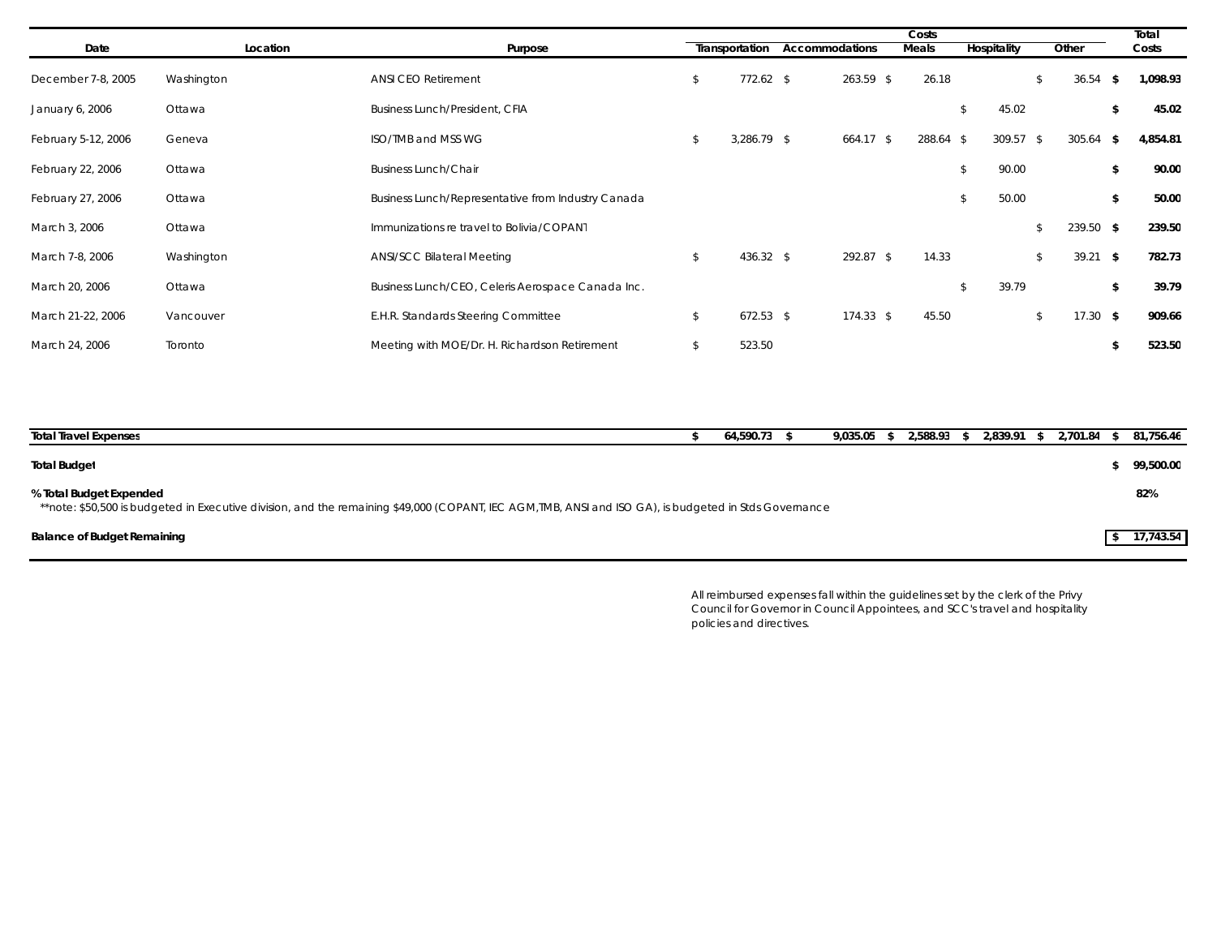| Date | Location | Purpose | Costs | | | | | Total Costs |
|---|---|---|---|---|---|---|---|---|
| | | | Transportation | Accommodations | Meals | Hospitality | Other | |
| December 7-8, 2005 | Washington | ANSI CEO Retirement | $ 772.62 | $ 263.59 | $ 26.18 | | $ 36.54 | $ 1,098.93 |
| January 6, 2006 | Ottawa | Business Lunch/President, CFIA | | | | $ 45.02 | | $ 45.02 |
| February 5-12, 2006 | Geneva | ISO/TMB and MSS WG | $ 3,286.79 | $ 664.17 | $ 288.64 | $ 309.57 | $ 305.64 | $ 4,854.81 |
| February 22, 2006 | Ottawa | Business Lunch/Chair | | | | $ 90.00 | | $ 90.00 |
| February 27, 2006 | Ottawa | Business Lunch/Representative from Industry Canada | | | | $ 50.00 | | $ 50.00 |
| March 3, 2006 | Ottawa | Immunizations re travel to Bolivia/COPANT | | | | | $ 239.50 | $ 239.50 |
| March 7-8, 2006 | Washington | ANSI/SCC Bilateral Meeting | $ 436.32 | $ 292.87 | $ 14.33 | | $ 39.21 | $ 782.73 |
| March 20, 2006 | Ottawa | Business Lunch/CEO, Celeris Aerospace Canada Inc. | | | | $ 39.79 | | $ 39.79 |
| March 21-22, 2006 | Vancouver | E.H.R. Standards Steering Committee | $ 672.53 | $ 174.33 | $ 45.50 | | $ 17.30 | $ 909.66 |
| March 24, 2006 | Toronto | Meeting with MOE/Dr. H. Richardson Retirement | $ 523.50 | | | | | $ 523.50 |
| **Total Travel Expenses** | | | **$ 64,590.73** | **$ 9,035.05** | **$ 2,588.93** | **$ 2,839.91** | **$ 2,701.84** | **$ 81,756.46** |
| **Total Budget** | | | | | | | | **$ 99,500.00** |
| **% Total Budget Expended** | | | | | | | | **82%** |
| **Balance of Budget Remaining** | | | | | | | | **$ 17,743.54** |

**note: $50,500 is budgeted in Executive division, and the remaining $49,000 (COPANT, IEC AGM,TMB, ANSI and ISO GA), is budgeted in Stds Governance

All reimbursed expenses fall within the guidelines set by the clerk of the Privy Council for Governor in Council Appointees, and SCC's travel and hospitality policies and directives.